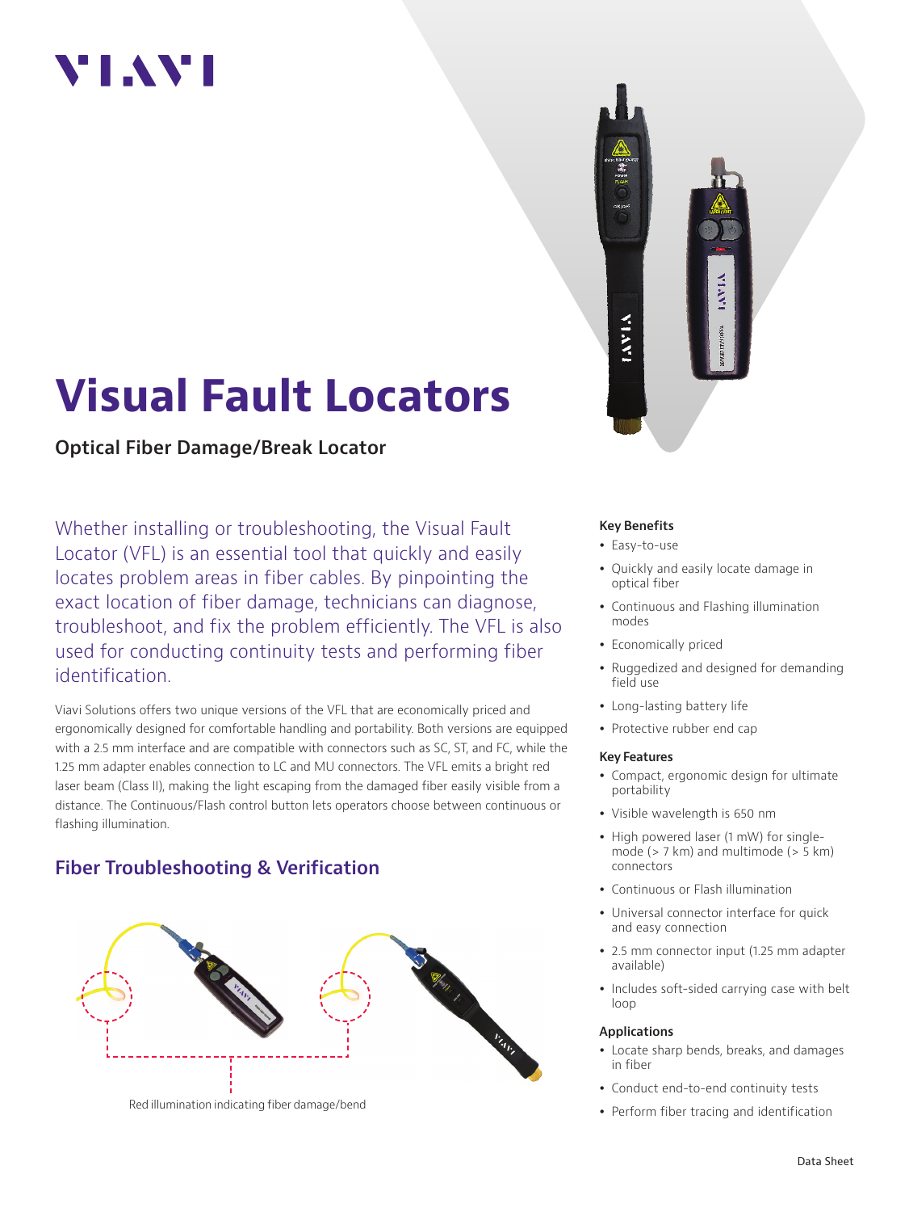# Visual Fault Locators

## Optical Fiber Damage/Break Locator

Whether installing or troubleshooting, the Visual Fault Locator (VFL) is an essential tool that quickly and easily locates problem areas in fiber cables. By pinpointing the exact location of fiber damage, technicians can diagnose, troubleshoot, and fix the problem efficiently. The VFL is also used for conducting continuity tests and performing fiber identification.

Viavi Solutions offers two unique versions of the VFL that are economically priced and ergonomically designed for comfortable handling and portability. Both versions are equipped with a 2.5 mm interface and are compatible with connectors such as SC, ST, and FC, while the 1.25 mm adapter enables connection to LC and MU connectors. The VFL emits a bright red laser beam (Class II), making the light escaping from the damaged fiber easily visible from a distance. The Continuous/Flash control button lets operators choose between continuous or flashing illumination.

## Fiber Troubleshooting & Verification

Red illumination indicating fiber damage/bend

### Key Benefits

- Easy-to-use
- Quickly and easily locate damage in optical fiber
- Continuous and Flashing illumination modes
- Economically priced
- Ruggedized and designed for demanding field use
- Long-lasting battery life
- Protective rubber end cap

### Key Features

- Compact, ergonomic design for ultimate portability
- Visible wavelength is 650 nm
- High powered laser (1 mW) for single-mode (> 7 km) and multimode (> 5 km) connectors
- Continuous or Flash illumination
- Universal connector interface for quick and easy connection
- 2.5 mm connector input (1.25 mm adapter available)
- Includes soft-sided carrying case with belt loop

### Applications

- Locate sharp bends, breaks, and damages in fiber
- Conduct end-to-end continuity tests
- Perform fiber tracing and identification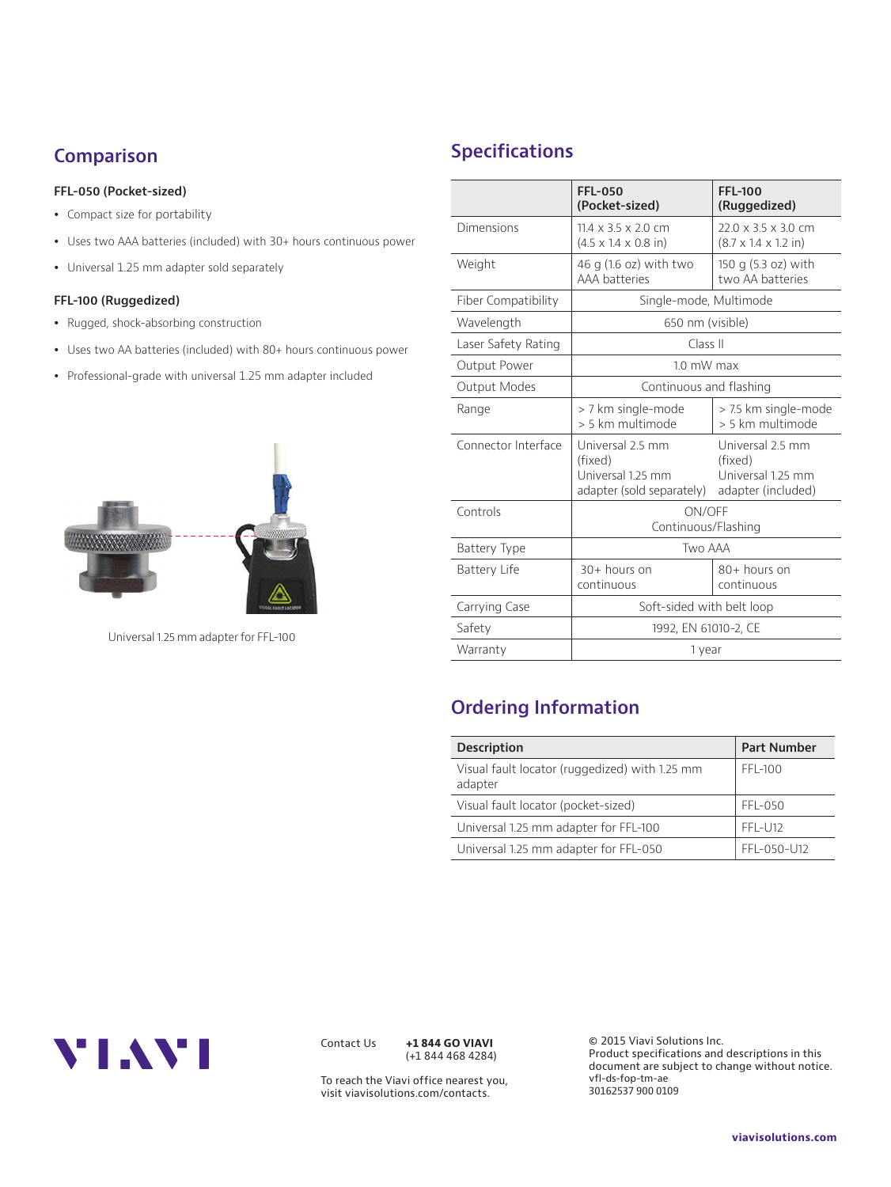## Comparison

### FFL-050 (Pocket-sized)

- Compact size for portability
- Uses two AAA batteries (included) with 30+ hours continuous power
- Universal 1.25 mm adapter sold separately

### FFL-100 (Ruggedized)

- Rugged, shock-absorbing construction
- Uses two AA batteries (included) with 80+ hours continuous power
- Professional-grade with universal 1.25 mm adapter included

Universal 1.25 mm adapter for FFL-100

## Specifications

| | FFL-050 (Pocket-sized) | FFL-100 (Ruggedized) |
|---|---|---|
| Dimensions | 11.4 x 3.5 x 2.0 cm (4.5 x 1.4 x 0.8 in) | 22.0 x 3.5 x 3.0 cm (8.7 x 1.4 x 1.2 in) |
| Weight | 46 g (1.6 oz) with two AAA batteries | 150 g (5.3 oz) with two AA batteries |
| Fiber Compatibility | Single-mode, Multimode | |
| Wavelength | 650 nm (visible) | |
| Laser Safety Rating | Class II | |
| Output Power | 1.0 mW max | |
| Output Modes | Continuous and flashing | |
| Range | > 7 km single-mode<br>> 5 km multimode | > 7.5 km single-mode<br>> 5 km multimode |
| Connector Interface | Universal 2.5 mm (fixed)<br>Universal 1.25 mm adapter (sold separately) | Universal 2.5 mm (fixed)<br>Universal 1.25 mm adapter (included) |
| Controls | ON/OFF<br>Continuous/Flashing | |
| Battery Type | Two AAA | |
| Battery Life | 30+ hours on continuous | 80+ hours on continuous |
| Carrying Case | Soft-sided with belt loop | |
| Safety | 1992, EN 61010-2, CE | |
| Warranty | 1 year | |

## Ordering Information

| Description | Part Number |
|---|---|
| Visual fault locator (ruggedized) with 1.25 mm adapter | FFL-100 |
| Visual fault locator (pocket-sized) | FFL-050 |
| Universal 1.25 mm adapter for FFL-100 | FFL-U12 |
| Universal 1.25 mm adapter for FFL-050 | FFL-050-U12 |

VIAVI

Contact Us **+1 844 GO VIAVI**
(+1 844 468 4284)

To reach the Viavi office nearest you, visit viavisolutions.com/contacts.

© 2015 Viavi Solutions Inc.
Product specifications and descriptions in this document are subject to change without notice.
vfl-ds-fop-tm-ae
30162537 900 0109

viavisolutions.com